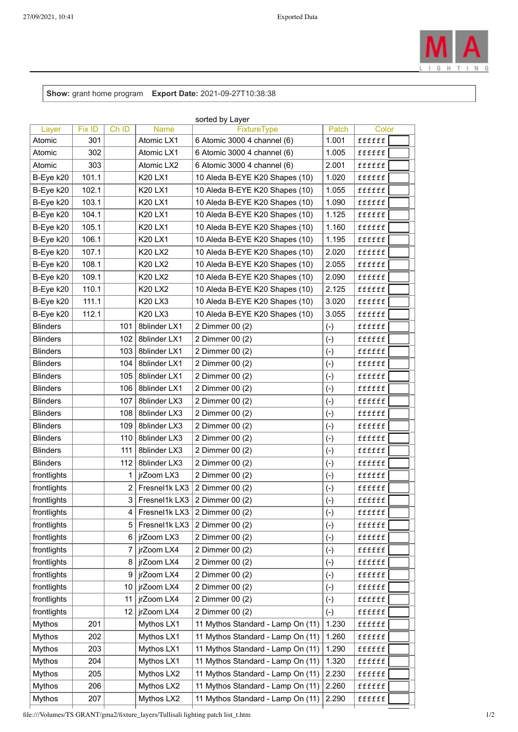**Show:** grant home program **Export Date:** 2021-09-27T10:38:38

sorted by Layer

| Layer | Fix ID | Ch ID | Name | FixtureType | Patch | Color |
|---|---|---|---|---|---|---|
| Atomic | 301 | | Atomic LX1 | 6 Atomic 3000 4 channel (6) | 1.001 | ffffff |
| Atomic | 302 | | Atomic LX1 | 6 Atomic 3000 4 channel (6) | 1.005 | ffffff |
| Atomic | 303 | | Atomic LX2 | 6 Atomic 3000 4 channel (6) | 2.001 | ffffff |
| B-Eye k20 | 101.1 | | K20 LX1 | 10 Aleda B-EYE K20 Shapes (10) | 1.020 | ffffff |
| B-Eye k20 | 102.1 | | K20 LX1 | 10 Aleda B-EYE K20 Shapes (10) | 1.055 | ffffff |
| B-Eye k20 | 103.1 | | K20 LX1 | 10 Aleda B-EYE K20 Shapes (10) | 1.090 | ffffff |
| B-Eye k20 | 104.1 | | K20 LX1 | 10 Aleda B-EYE K20 Shapes (10) | 1.125 | ffffff |
| B-Eye k20 | 105.1 | | K20 LX1 | 10 Aleda B-EYE K20 Shapes (10) | 1.160 | ffffff |
| B-Eye k20 | 106.1 | | K20 LX1 | 10 Aleda B-EYE K20 Shapes (10) | 1.195 | ffffff |
| B-Eye k20 | 107.1 | | K20 LX2 | 10 Aleda B-EYE K20 Shapes (10) | 2.020 | ffffff |
| B-Eye k20 | 108.1 | | K20 LX2 | 10 Aleda B-EYE K20 Shapes (10) | 2.055 | ffffff |
| B-Eye k20 | 109.1 | | K20 LX2 | 10 Aleda B-EYE K20 Shapes (10) | 2.090 | ffffff |
| B-Eye k20 | 110.1 | | K20 LX2 | 10 Aleda B-EYE K20 Shapes (10) | 2.125 | ffffff |
| B-Eye k20 | 111.1 | | K20 LX3 | 10 Aleda B-EYE K20 Shapes (10) | 3.020 | ffffff |
| B-Eye k20 | 112.1 | | K20 LX3 | 10 Aleda B-EYE K20 Shapes (10) | 3.055 | ffffff |
| Blinders | | 101 | 8blinder LX1 | 2 Dimmer 00 (2) | (-) | ffffff |
| Blinders | | 102 | 8blinder LX1 | 2 Dimmer 00 (2) | (-) | ffffff |
| Blinders | | 103 | 8blinder LX1 | 2 Dimmer 00 (2) | (-) | ffffff |
| Blinders | | 104 | 8blinder LX1 | 2 Dimmer 00 (2) | (-) | ffffff |
| Blinders | | 105 | 8blinder LX1 | 2 Dimmer 00 (2) | (-) | ffffff |
| Blinders | | 106 | 8blinder LX1 | 2 Dimmer 00 (2) | (-) | ffffff |
| Blinders | | 107 | 8blinder LX3 | 2 Dimmer 00 (2) | (-) | ffffff |
| Blinders | | 108 | 8blinder LX3 | 2 Dimmer 00 (2) | (-) | ffffff |
| Blinders | | 109 | 8blinder LX3 | 2 Dimmer 00 (2) | (-) | ffffff |
| Blinders | | 110 | 8blinder LX3 | 2 Dimmer 00 (2) | (-) | ffffff |
| Blinders | | 111 | 8blinder LX3 | 2 Dimmer 00 (2) | (-) | ffffff |
| Blinders | | 112 | 8blinder LX3 | 2 Dimmer 00 (2) | (-) | ffffff |
| frontlights | | 1 | jrZoom LX3 | 2 Dimmer 00 (2) | (-) | ffffff |
| frontlights | | 2 | Fresnel1k LX3 | 2 Dimmer 00 (2) | (-) | ffffff |
| frontlights | | 3 | Fresnel1k LX3 | 2 Dimmer 00 (2) | (-) | ffffff |
| frontlights | | 4 | Fresnel1k LX3 | 2 Dimmer 00 (2) | (-) | ffffff |
| frontlights | | 5 | Fresnel1k LX3 | 2 Dimmer 00 (2) | (-) | ffffff |
| frontlights | | 6 | jrZoom LX3 | 2 Dimmer 00 (2) | (-) | ffffff |
| frontlights | | 7 | jrZoom LX4 | 2 Dimmer 00 (2) | (-) | ffffff |
| frontlights | | 8 | jrZoom LX4 | 2 Dimmer 00 (2) | (-) | ffffff |
| frontlights | | 9 | jrZoom LX4 | 2 Dimmer 00 (2) | (-) | ffffff |
| frontlights | | 10 | jrZoom LX4 | 2 Dimmer 00 (2) | (-) | ffffff |
| frontlights | | 11 | jrZoom LX4 | 2 Dimmer 00 (2) | (-) | ffffff |
| frontlights | | 12 | jrZoom LX4 | 2 Dimmer 00 (2) | (-) | ffffff |
| Mythos | 201 | | Mythos LX1 | 11 Mythos Standard - Lamp On (11) | 1.230 | ffffff |
| Mythos | 202 | | Mythos LX1 | 11 Mythos Standard - Lamp On (11) | 1.260 | ffffff |
| Mythos | 203 | | Mythos LX1 | 11 Mythos Standard - Lamp On (11) | 1.290 | ffffff |
| Mythos | 204 | | Mythos LX1 | 11 Mythos Standard - Lamp On (11) | 1.320 | ffffff |
| Mythos | 205 | | Mythos LX2 | 11 Mythos Standard - Lamp On (11) | 2.230 | ffffff |
| Mythos | 206 | | Mythos LX2 | 11 Mythos Standard - Lamp On (11) | 2.260 | ffffff |
| Mythos | 207 | | Mythos LX2 | 11 Mythos Standard - Lamp On (11) | 2.290 | ffffff |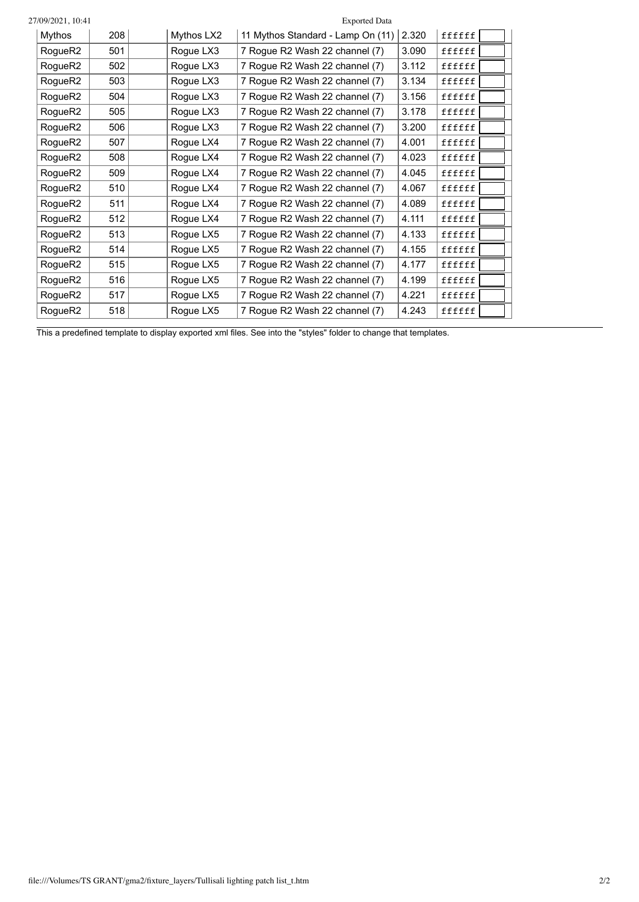| | | | | | | |
|---|---|---|---|---|---|---|
| Mythos | 208 | | Mythos LX2 | 11 Mythos Standard - Lamp On (11) | 2.320 | ffffff |
| RogueR2 | 501 | | Rogue LX3 | 7 Rogue R2 Wash 22 channel (7) | 3.090 | ffffff |
| RogueR2 | 502 | | Rogue LX3 | 7 Rogue R2 Wash 22 channel (7) | 3.112 | ffffff |
| RogueR2 | 503 | | Rogue LX3 | 7 Rogue R2 Wash 22 channel (7) | 3.134 | ffffff |
| RogueR2 | 504 | | Rogue LX3 | 7 Rogue R2 Wash 22 channel (7) | 3.156 | ffffff |
| RogueR2 | 505 | | Rogue LX3 | 7 Rogue R2 Wash 22 channel (7) | 3.178 | ffffff |
| RogueR2 | 506 | | Rogue LX3 | 7 Rogue R2 Wash 22 channel (7) | 3.200 | ffffff |
| RogueR2 | 507 | | Rogue LX4 | 7 Rogue R2 Wash 22 channel (7) | 4.001 | ffffff |
| RogueR2 | 508 | | Rogue LX4 | 7 Rogue R2 Wash 22 channel (7) | 4.023 | ffffff |
| RogueR2 | 509 | | Rogue LX4 | 7 Rogue R2 Wash 22 channel (7) | 4.045 | ffffff |
| RogueR2 | 510 | | Rogue LX4 | 7 Rogue R2 Wash 22 channel (7) | 4.067 | ffffff |
| RogueR2 | 511 | | Rogue LX4 | 7 Rogue R2 Wash 22 channel (7) | 4.089 | ffffff |
| RogueR2 | 512 | | Rogue LX4 | 7 Rogue R2 Wash 22 channel (7) | 4.111 | ffffff |
| RogueR2 | 513 | | Rogue LX5 | 7 Rogue R2 Wash 22 channel (7) | 4.133 | ffffff |
| RogueR2 | 514 | | Rogue LX5 | 7 Rogue R2 Wash 22 channel (7) | 4.155 | ffffff |
| RogueR2 | 515 | | Rogue LX5 | 7 Rogue R2 Wash 22 channel (7) | 4.177 | ffffff |
| RogueR2 | 516 | | Rogue LX5 | 7 Rogue R2 Wash 22 channel (7) | 4.199 | ffffff |
| RogueR2 | 517 | | Rogue LX5 | 7 Rogue R2 Wash 22 channel (7) | 4.221 | ffffff |
| RogueR2 | 518 | | Rogue LX5 | 7 Rogue R2 Wash 22 channel (7) | 4.243 | ffffff |

This a predefined template to display exported xml files. See into the "styles" folder to change that templates.